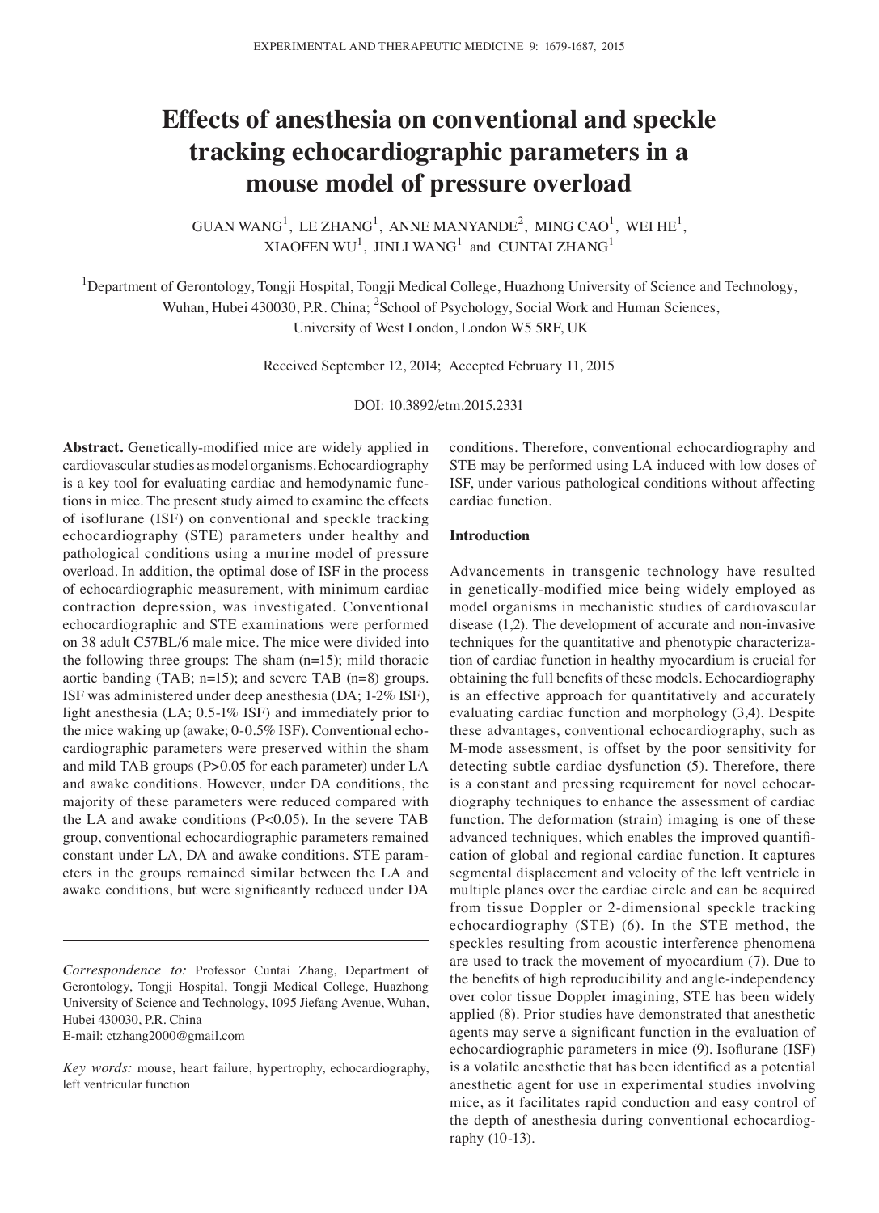# Effects of anesthesia on conventional and speckle tracking echocardiographic parameters in a mouse model of pressure overload

GUAN WANG[1], LE ZHANG[1], ANNE MANYANDE[2], MING CAO[1], WEI HE[1], XIAOFEN WU[1], JINLI WANG[1] and CUNTAI ZHANG[1]

[1]Department of Gerontology, Tongji Hospital, Tongji Medical College, Huazhong University of Science and Technology, Wuhan, Hubei 430030, P.R. China; [2]School of Psychology, Social Work and Human Sciences, University of West London, London W5 5RF, UK

Received September 12, 2014; Accepted February 11, 2015

DOI: 10.3892/etm.2015.2331

**Abstract.** Genetically-modified mice are widely applied in cardiovascular studies as model organisms. Echocardiography is a key tool for evaluating cardiac and hemodynamic functions in mice. The present study aimed to examine the effects of isoflurane (ISF) on conventional and speckle tracking echocardiography (STE) parameters under healthy and pathological conditions using a murine model of pressure overload. In addition, the optimal dose of ISF in the process of echocardiographic measurement, with minimum cardiac contraction depression, was investigated. Conventional echocardiographic and STE examinations were performed on 38 adult C57BL/6 male mice. The mice were divided into the following three groups: The sham (n=15); mild thoracic aortic banding (TAB; n=15); and severe TAB (n=8) groups. ISF was administered under deep anesthesia (DA; 1-2% ISF), light anesthesia (LA; 0.5-1% ISF) and immediately prior to the mice waking up (awake; 0-0.5% ISF). Conventional echocardiographic parameters were preserved within the sham and mild TAB groups (P>0.05 for each parameter) under LA and awake conditions. However, under DA conditions, the majority of these parameters were reduced compared with the LA and awake conditions (P<0.05). In the severe TAB group, conventional echocardiographic parameters remained constant under LA, DA and awake conditions. STE parameters in the groups remained similar between the LA and awake conditions, but were significantly reduced under DA conditions. Therefore, conventional echocardiography and STE may be performed using LA induced with low doses of ISF, under various pathological conditions without affecting cardiac function.

*Correspondence to:* Professor Cuntai Zhang, Department of Gerontology, Tongji Hospital, Tongji Medical College, Huazhong University of Science and Technology, 1095 Jiefang Avenue, Wuhan, Hubei 430030, P.R. China
E-mail: ctzhang2000@gmail.com

*Key words:* mouse, heart failure, hypertrophy, echocardiography, left ventricular function

## Introduction

Advancements in transgenic technology have resulted in genetically-modified mice being widely employed as model organisms in mechanistic studies of cardiovascular disease (1,2). The development of accurate and non-invasive techniques for the quantitative and phenotypic characterization of cardiac function in healthy myocardium is crucial for obtaining the full benefits of these models. Echocardiography is an effective approach for quantitatively and accurately evaluating cardiac function and morphology (3,4). Despite these advantages, conventional echocardiography, such as M-mode assessment, is offset by the poor sensitivity for detecting subtle cardiac dysfunction (5). Therefore, there is a constant and pressing requirement for novel echocardiography techniques to enhance the assessment of cardiac function. The deformation (strain) imaging is one of these advanced techniques, which enables the improved quantification of global and regional cardiac function. It captures segmental displacement and velocity of the left ventricle in multiple planes over the cardiac circle and can be acquired from tissue Doppler or 2-dimensional speckle tracking echocardiography (STE) (6). In the STE method, the speckles resulting from acoustic interference phenomena are used to track the movement of myocardium (7). Due to the benefits of high reproducibility and angle-independency over color tissue Doppler imagining, STE has been widely applied (8). Prior studies have demonstrated that anesthetic agents may serve a significant function in the evaluation of echocardiographic parameters in mice (9). Isoflurane (ISF) is a volatile anesthetic that has been identified as a potential anesthetic agent for use in experimental studies involving mice, as it facilitates rapid conduction and easy control of the depth of anesthesia during conventional echocardiography (10-13).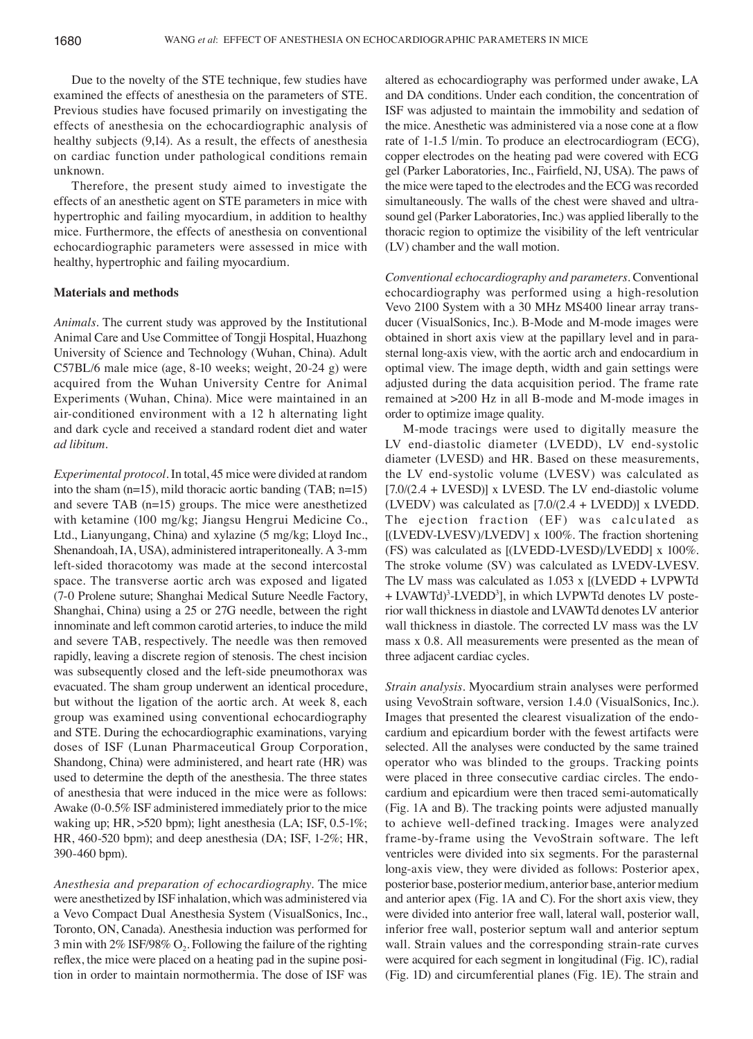Due to the novelty of the STE technique, few studies have examined the effects of anesthesia on the parameters of STE. Previous studies have focused primarily on investigating the effects of anesthesia on the echocardiographic analysis of healthy subjects (9,14). As a result, the effects of anesthesia on cardiac function under pathological conditions remain unknown.

Therefore, the present study aimed to investigate the effects of an anesthetic agent on STE parameters in mice with hypertrophic and failing myocardium, in addition to healthy mice. Furthermore, the effects of anesthesia on conventional echocardiographic parameters were assessed in mice with healthy, hypertrophic and failing myocardium.

## Materials and methods

*Animals.* The current study was approved by the Institutional Animal Care and Use Committee of Tongji Hospital, Huazhong University of Science and Technology (Wuhan, China). Adult C57BL/6 male mice (age, 8-10 weeks; weight, 20-24 g) were acquired from the Wuhan University Centre for Animal Experiments (Wuhan, China). Mice were maintained in an air-conditioned environment with a 12 h alternating light and dark cycle and received a standard rodent diet and water *ad libitum*.

*Experimental protocol.* In total, 45 mice were divided at random into the sham (n=15), mild thoracic aortic banding (TAB; n=15) and severe TAB (n=15) groups. The mice were anesthetized with ketamine (100 mg/kg; Jiangsu Hengrui Medicine Co., Ltd., Lianyungang, China) and xylazine (5 mg/kg; Lloyd Inc., Shenandoah, IA, USA), administered intraperitoneally. A 3-mm left-sided thoracotomy was made at the second intercostal space. The transverse aortic arch was exposed and ligated (7-0 Prolene suture; Shanghai Medical Suture Needle Factory, Shanghai, China) using a 25 or 27G needle, between the right innominate and left common carotid arteries, to induce the mild and severe TAB, respectively. The needle was then removed rapidly, leaving a discrete region of stenosis. The chest incision was subsequently closed and the left-side pneumothorax was evacuated. The sham group underwent an identical procedure, but without the ligation of the aortic arch. At week 8, each group was examined using conventional echocardiography and STE. During the echocardiographic examinations, varying doses of ISF (Lunan Pharmaceutical Group Corporation, Shandong, China) were administered, and heart rate (HR) was used to determine the depth of the anesthesia. The three states of anesthesia that were induced in the mice were as follows: Awake (0-0.5% ISF administered immediately prior to the mice waking up; HR, >520 bpm); light anesthesia (LA; ISF, 0.5-1%; HR, 460-520 bpm); and deep anesthesia (DA; ISF, 1-2%; HR, 390-460 bpm).

*Anesthesia and preparation of echocardiography.* The mice were anesthetized by ISF inhalation, which was administered via a Vevo Compact Dual Anesthesia System (VisualSonics, Inc., Toronto, ON, Canada). Anesthesia induction was performed for 3 min with 2% ISF/98% $O_2$. Following the failure of the righting reflex, the mice were placed on a heating pad in the supine position in order to maintain normothermia. The dose of ISF was altered as echocardiography was performed under awake, LA and DA conditions. Under each condition, the concentration of ISF was adjusted to maintain the immobility and sedation of the mice. Anesthetic was administered via a nose cone at a flow rate of 1-1.5 l/min. To produce an electrocardiogram (ECG), copper electrodes on the heating pad were covered with ECG gel (Parker Laboratories, Inc., Fairfield, NJ, USA). The paws of the mice were taped to the electrodes and the ECG was recorded simultaneously. The walls of the chest were shaved and ultrasound gel (Parker Laboratories, Inc.) was applied liberally to the thoracic region to optimize the visibility of the left ventricular (LV) chamber and the wall motion.

*Conventional echocardiography and parameters.* Conventional echocardiography was performed using a high-resolution Vevo 2100 System with a 30 MHz MS400 linear array transducer (VisualSonics, Inc.). B-Mode and M-mode images were obtained in short axis view at the papillary level and in parasternal long-axis view, with the aortic arch and endocardium in optimal view. The image depth, width and gain settings were adjusted during the data acquisition period. The frame rate remained at >200 Hz in all B-mode and M-mode images in order to optimize image quality.

M-mode tracings were used to digitally measure the LV end-diastolic diameter (LVEDD), LV end-systolic diameter (LVESD) and HR. Based on these measurements, the LV end-systolic volume (LVESV) was calculated as [7.0/(2.4 + LVESD)] x LVESD. The LV end-diastolic volume (LVEDV) was calculated as [7.0/(2.4 + LVEDD)] x LVEDD. The ejection fraction (EF) was calculated as [(LVEDV-LVESV)/LVEDV] x 100%. The fraction shortening (FS) was calculated as [(LVEDD-LVESD)/LVEDD] x 100%. The stroke volume (SV) was calculated as LVEDV-LVESV. The LV mass was calculated as 1.053 x [(LVEDD + LVPWTd + LVAWTd)$^3$-LVEDD$^3$], in which LVPWTd denotes LV posterior wall thickness in diastole and LVAWTd denotes LV anterior wall thickness in diastole. The corrected LV mass was the LV mass x 0.8. All measurements were presented as the mean of three adjacent cardiac cycles.

*Strain analysis.* Myocardium strain analyses were performed using VevoStrain software, version 1.4.0 (VisualSonics, Inc.). Images that presented the clearest visualization of the endocardium and epicardium border with the fewest artifacts were selected. All the analyses were conducted by the same trained operator who was blinded to the groups. Tracking points were placed in three consecutive cardiac circles. The endocardium and epicardium were then traced semi-automatically (Fig. 1A and B). The tracking points were adjusted manually to achieve well-defined tracking. Images were analyzed frame-by-frame using the VevoStrain software. The left ventricles were divided into six segments. For the parasternal long-axis view, they were divided as follows: Posterior apex, posterior base, posterior medium, anterior base, anterior medium and anterior apex (Fig. 1A and C). For the short axis view, they were divided into anterior free wall, lateral wall, posterior wall, inferior free wall, posterior septum wall and anterior septum wall. Strain values and the corresponding strain-rate curves were acquired for each segment in longitudinal (Fig. 1C), radial (Fig. 1D) and circumferential planes (Fig. 1E). The strain and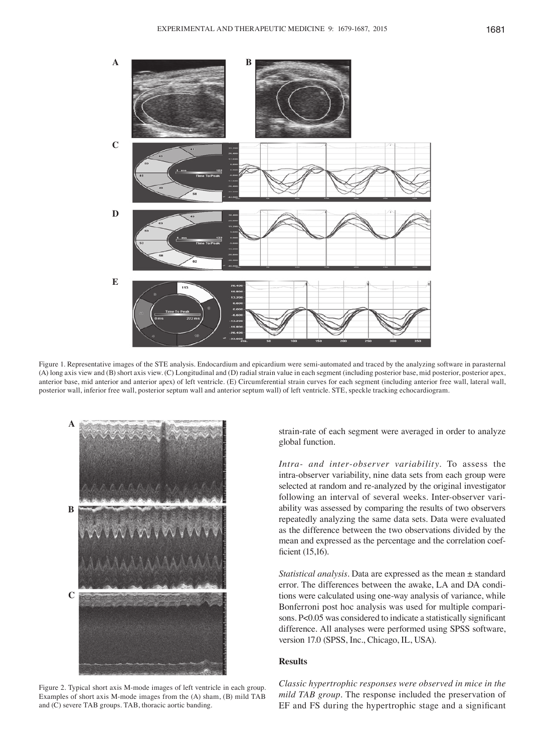Figure 1. Representative images of the STE analysis. Endocardium and epicardium were semi-automated and traced by the analyzing software in parasternal (A) long axis view and (B) short axis view. (C) Longitudinal and (D) radial strain value in each segment (including posterior base, mid posterior, posterior apex, anterior base, mid anterior and anterior apex) of left ventricle. (E) Circumferential strain curves for each segment (including anterior free wall, lateral wall, posterior wall, inferior free wall, posterior septum wall and anterior septum wall) of left ventricle. STE, speckle tracking echocardiogram.

Figure 2. Typical short axis M-mode images of left ventricle in each group. Examples of short axis M-mode images from the (A) sham, (B) mild TAB and (C) severe TAB groups. TAB, thoracic aortic banding.

strain-rate of each segment were averaged in order to analyze global function.

*Intra- and inter-observer variability.* To assess the intra-observer variability, nine data sets from each group were selected at random and re-analyzed by the original investigator following an interval of several weeks. Inter-observer variability was assessed by comparing the results of two observers repeatedly analyzing the same data sets. Data were evaluated as the difference between the two observations divided by the mean and expressed as the percentage and the correlation coefficient (15,16).

*Statistical analysis.* Data are expressed as the mean ± standard error. The differences between the awake, LA and DA conditions were calculated using one-way analysis of variance, while Bonferroni post hoc analysis was used for multiple comparisons. $P<0.05$ was considered to indicate a statistically significant difference. All analyses were performed using SPSS software, version 17.0 (SPSS, Inc., Chicago, IL, USA).

## Results

*Classic hypertrophic responses were observed in mice in the mild TAB group.* The response included the preservation of EF and FS during the hypertrophic stage and a significant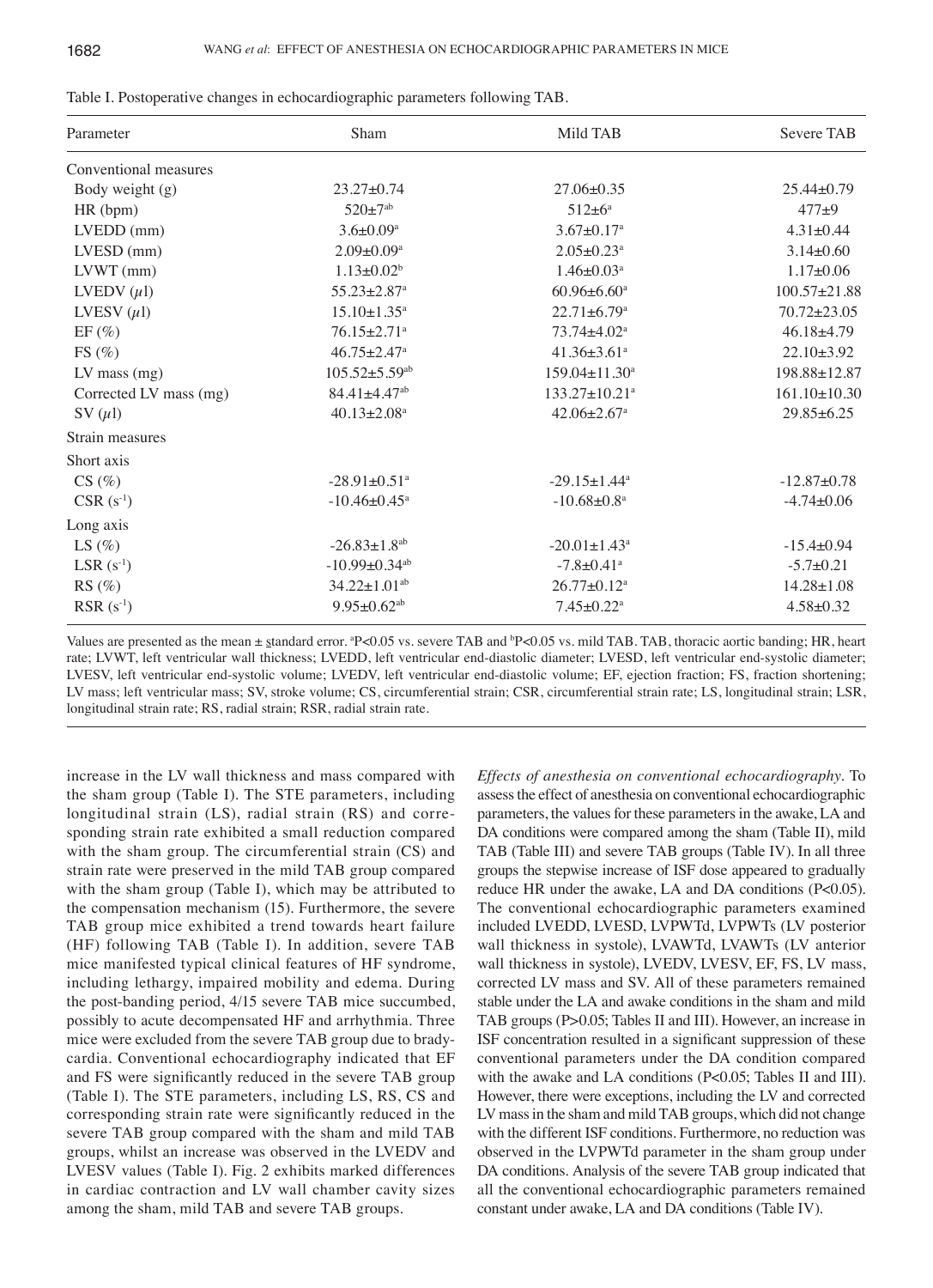Table I. Postoperative changes in echocardiographic parameters following TAB.

| Parameter | Sham | Mild TAB | Severe TAB |
|---|---|---|---|
| Conventional measures | | | |
| Body weight (g) | 23.27±0.74 | 27.06±0.35 | 25.44±0.79 |
| HR (bpm) | 520±7[ab] | 512±6[a] | 477±9 |
| LVEDD (mm) | 3.6±0.09[a] | 3.67±0.17[a] | 4.31±0.44 |
| LVESD (mm) | 2.09±0.09[a] | 2.05±0.23[a] | 3.14±0.60 |
| LVWT (mm) | 1.13±0.02[b] | 1.46±0.03[a] | 1.17±0.06 |
| LVEDV ($\mu$l) | 55.23±2.87[a] | 60.96±6.60[a] | 100.57±21.88 |
| LVESV ($\mu$l) | 15.10±1.35[a] | 22.71±6.79[a] | 70.72±23.05 |
| EF (%) | 76.15±2.71[a] | 73.74±4.02[a] | 46.18±4.79 |
| FS (%) | 46.75±2.47[a] | 41.36±3.61[a] | 22.10±3.92 |
| LV mass (mg) | 105.52±5.59[ab] | 159.04±11.30[a] | 198.88±12.87 |
| Corrected LV mass (mg) | 84.41±4.47[ab] | 133.27±10.21[a] | 161.10±10.30 |
| SV ($\mu$l) | 40.13±2.08[a] | 42.06±2.67[a] | 29.85±6.25 |
| Strain measures | | | |
| Short axis | | | |
| CS (%) | -28.91±0.51[a] | -29.15±1.44[a] | -12.87±0.78 |
| CSR ($s^{-1}$) | -10.46±0.45[a] | -10.68±0.8[a] | -4.74±0.06 |
| Long axis | | | |
| LS (%) | -26.83±1.8[ab] | -20.01±1.43[a] | -15.4±0.94 |
| LSR ($s^{-1}$) | -10.99±0.34[ab] | -7.8±0.41[a] | -5.7±0.21 |
| RS (%) | 34.22±1.01[ab] | 26.77±0.12[a] | 14.28±1.08 |
| RSR ($s^{-1}$) | 9.95±0.62[ab] | 7.45±0.22[a] | 4.58±0.32 |

Values are presented as the mean ± standard error. [a]P<0.05 vs. severe TAB and [b]P<0.05 vs. mild TAB. TAB, thoracic aortic banding; HR, heart rate; LVWT, left ventricular wall thickness; LVEDD, left ventricular end-diastolic diameter; LVESD, left ventricular end-systolic diameter; LVESV, left ventricular end-systolic volume; LVEDV, left ventricular end-diastolic volume; EF, ejection fraction; FS, fraction shortening; LV mass; left ventricular mass; SV, stroke volume; CS, circumferential strain; CSR, circumferential strain rate; LS, longitudinal strain; LSR, longitudinal strain rate; RS, radial strain; RSR, radial strain rate.

increase in the LV wall thickness and mass compared with the sham group (Table I). The STE parameters, including longitudinal strain (LS), radial strain (RS) and corresponding strain rate exhibited a small reduction compared with the sham group. The circumferential strain (CS) and strain rate were preserved in the mild TAB group compared with the sham group (Table I), which may be attributed to the compensation mechanism (15). Furthermore, the severe TAB group mice exhibited a trend towards heart failure (HF) following TAB (Table I). In addition, severe TAB mice manifested typical clinical features of HF syndrome, including lethargy, impaired mobility and edema. During the post-banding period, 4/15 severe TAB mice succumbed, possibly to acute decompensated HF and arrhythmia. Three mice were excluded from the severe TAB group due to bradycardia. Conventional echocardiography indicated that EF and FS were significantly reduced in the severe TAB group (Table I). The STE parameters, including LS, RS, CS and corresponding strain rate were significantly reduced in the severe TAB group compared with the sham and mild TAB groups, whilst an increase was observed in the LVEDV and LVESV values (Table I). Fig. 2 exhibits marked differences in cardiac contraction and LV wall chamber cavity sizes among the sham, mild TAB and severe TAB groups.

*Effects of anesthesia on conventional echocardiography.* To assess the effect of anesthesia on conventional echocardiographic parameters, the values for these parameters in the awake, LA and DA conditions were compared among the sham (Table II), mild TAB (Table III) and severe TAB groups (Table IV). In all three groups the stepwise increase of ISF dose appeared to gradually reduce HR under the awake, LA and DA conditions (P<0.05). The conventional echocardiographic parameters examined included LVEDD, LVESD, LVPWTd, LVPWTs (LV posterior wall thickness in systole), LVAWTd, LVAWTs (LV anterior wall thickness in systole), LVEDV, LVESV, EF, FS, LV mass, corrected LV mass and SV. All of these parameters remained stable under the LA and awake conditions in the sham and mild TAB groups (P>0.05; Tables II and III). However, an increase in ISF concentration resulted in a significant suppression of these conventional parameters under the DA condition compared with the awake and LA conditions (P<0.05; Tables II and III). However, there were exceptions, including the LV and corrected LV mass in the sham and mild TAB groups, which did not change with the different ISF conditions. Furthermore, no reduction was observed in the LVPWTd parameter in the sham group under DA conditions. Analysis of the severe TAB group indicated that all the conventional echocardiographic parameters remained constant under awake, LA and DA conditions (Table IV).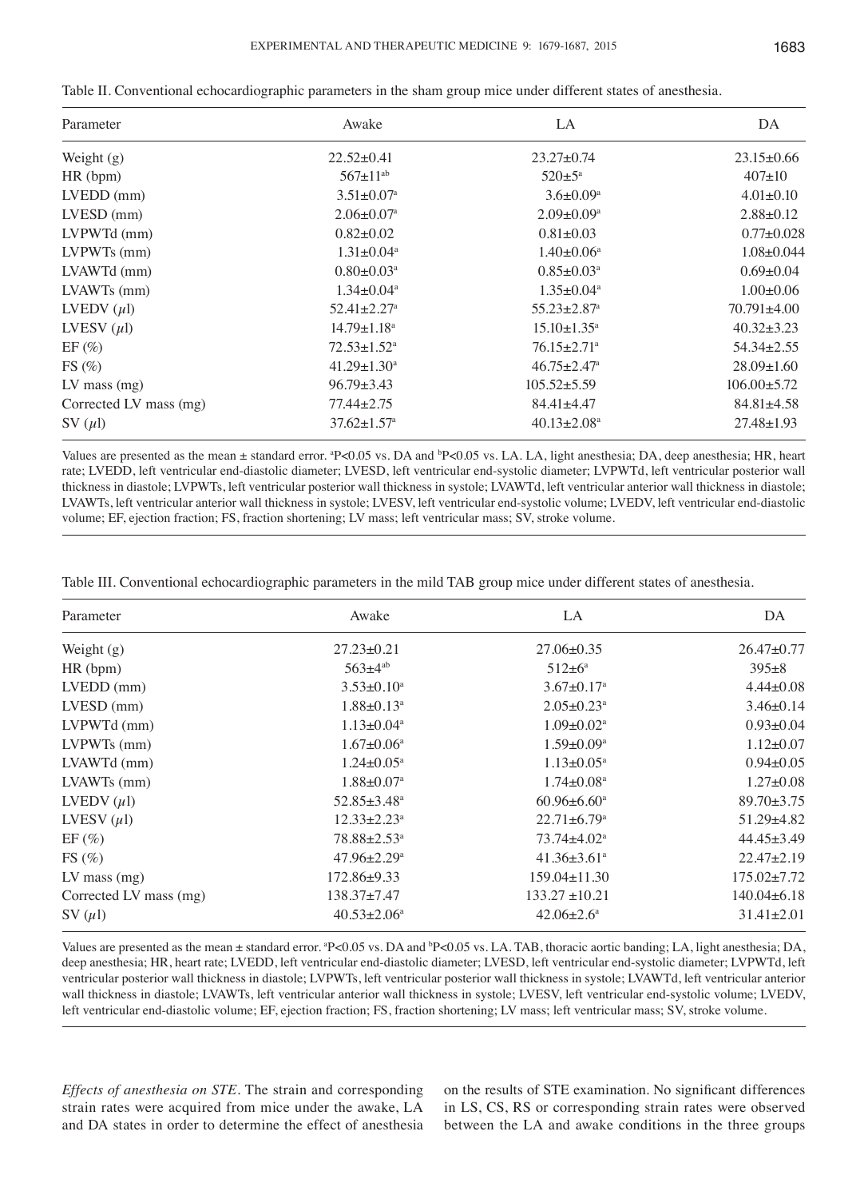Table II. Conventional echocardiographic parameters in the sham group mice under different states of anesthesia.

| Parameter | Awake | LA | DA |
|---|---|---|---|
| Weight (g) | 22.52±0.41 | 23.27±0.74 | 23.15±0.66 |
| HR (bpm) | 567±11[ab] | 520±5[a] | 407±10 |
| LVEDD (mm) | 3.51±0.07[a] | 3.6±0.09[a] | 4.01±0.10 |
| LVESD (mm) | 2.06±0.07[a] | 2.09±0.09[a] | 2.88±0.12 |
| LVPWTd (mm) | 0.82±0.02 | 0.81±0.03 | 0.77±0.028 |
| LVPWTs (mm) | 1.31±0.04[a] | 1.40±0.06[a] | 1.08±0.044 |
| LVAWTd (mm) | 0.80±0.03[a] | 0.85±0.03[a] | 0.69±0.04 |
| LVAWTs (mm) | 1.34±0.04[a] | 1.35±0.04[a] | 1.00±0.06 |
| LVEDV ($\mu$l) | 52.41±2.27[a] | 55.23±2.87[a] | 70.791±4.00 |
| LVESV ($\mu$l) | 14.79±1.18[a] | 15.10±1.35[a] | 40.32±3.23 |
| EF (%) | 72.53±1.52[a] | 76.15±2.71[a] | 54.34±2.55 |
| FS (%) | 41.29±1.30[a] | 46.75±2.47[a] | 28.09±1.60 |
| LV mass (mg) | 96.79±3.43 | 105.52±5.59 | 106.00±5.72 |
| Corrected LV mass (mg) | 77.44±2.75 | 84.41±4.47 | 84.81±4.58 |
| SV ($\mu$l) | 37.62±1.57[a] | 40.13±2.08[a] | 27.48±1.93 |

Values are presented as the mean ± standard error. [a]P<0.05 vs. DA and [b]P<0.05 vs. LA. LA, light anesthesia; DA, deep anesthesia; HR, heart rate; LVEDD, left ventricular end-diastolic diameter; LVESD, left ventricular end-systolic diameter; LVPWTd, left ventricular posterior wall thickness in diastole; LVPWTs, left ventricular posterior wall thickness in systole; LVAWTd, left ventricular anterior wall thickness in diastole; LVAWTs, left ventricular anterior wall thickness in systole; LVESV, left ventricular end-systolic volume; LVEDV, left ventricular end-diastolic volume; EF, ejection fraction; FS, fraction shortening; LV mass; left ventricular mass; SV, stroke volume.

Table III. Conventional echocardiographic parameters in the mild TAB group mice under different states of anesthesia.

| Parameter | Awake | LA | DA |
|---|---|---|---|
| Weight (g) | 27.23±0.21 | 27.06±0.35 | 26.47±0.77 |
| HR (bpm) | 563±4[ab] | 512±6[a] | 395±8 |
| LVEDD (mm) | 3.53±0.10[a] | 3.67±0.17[a] | 4.44±0.08 |
| LVESD (mm) | 1.88±0.13[a] | 2.05±0.23[a] | 3.46±0.14 |
| LVPWTd (mm) | 1.13±0.04[a] | 1.09±0.02[a] | 0.93±0.04 |
| LVPWTs (mm) | 1.67±0.06[a] | 1.59±0.09[a] | 1.12±0.07 |
| LVAWTd (mm) | 1.24±0.05[a] | 1.13±0.05[a] | 0.94±0.05 |
| LVAWTs (mm) | 1.88±0.07[a] | 1.74±0.08[a] | 1.27±0.08 |
| LVEDV ($\mu$l) | 52.85±3.48[a] | 60.96±6.60[a] | 89.70±3.75 |
| LVESV ($\mu$l) | 12.33±2.23[a] | 22.71±6.79[a] | 51.29±4.82 |
| EF (%) | 78.88±2.53[a] | 73.74±4.02[a] | 44.45±3.49 |
| FS (%) | 47.96±2.29[a] | 41.36±3.61[a] | 22.47±2.19 |
| LV mass (mg) | 172.86±9.33 | 159.04±11.30 | 175.02±7.72 |
| Corrected LV mass (mg) | 138.37±7.47 | 133.27 ±10.21 | 140.04±6.18 |
| SV ($\mu$l) | 40.53±2.06[a] | 42.06±2.6[a] | 31.41±2.01 |

Values are presented as the mean ± standard error. [a]P<0.05 vs. DA and [b]P<0.05 vs. LA. TAB, thoracic aortic banding; LA, light anesthesia; DA, deep anesthesia; HR, heart rate; LVEDD, left ventricular end-diastolic diameter; LVESD, left ventricular end-systolic diameter; LVPWTd, left ventricular posterior wall thickness in diastole; LVPWTs, left ventricular posterior wall thickness in systole; LVAWTd, left ventricular anterior wall thickness in diastole; LVAWTs, left ventricular anterior wall thickness in systole; LVESV, left ventricular end-systolic volume; LVEDV, left ventricular end-diastolic volume; EF, ejection fraction; FS, fraction shortening; LV mass; left ventricular mass; SV, stroke volume.

*Effects of anesthesia on STE.* The strain and corresponding strain rates were acquired from mice under the awake, LA and DA states in order to determine the effect of anesthesia on the results of STE examination. No significant differences in LS, CS, RS or corresponding strain rates were observed between the LA and awake conditions in the three groups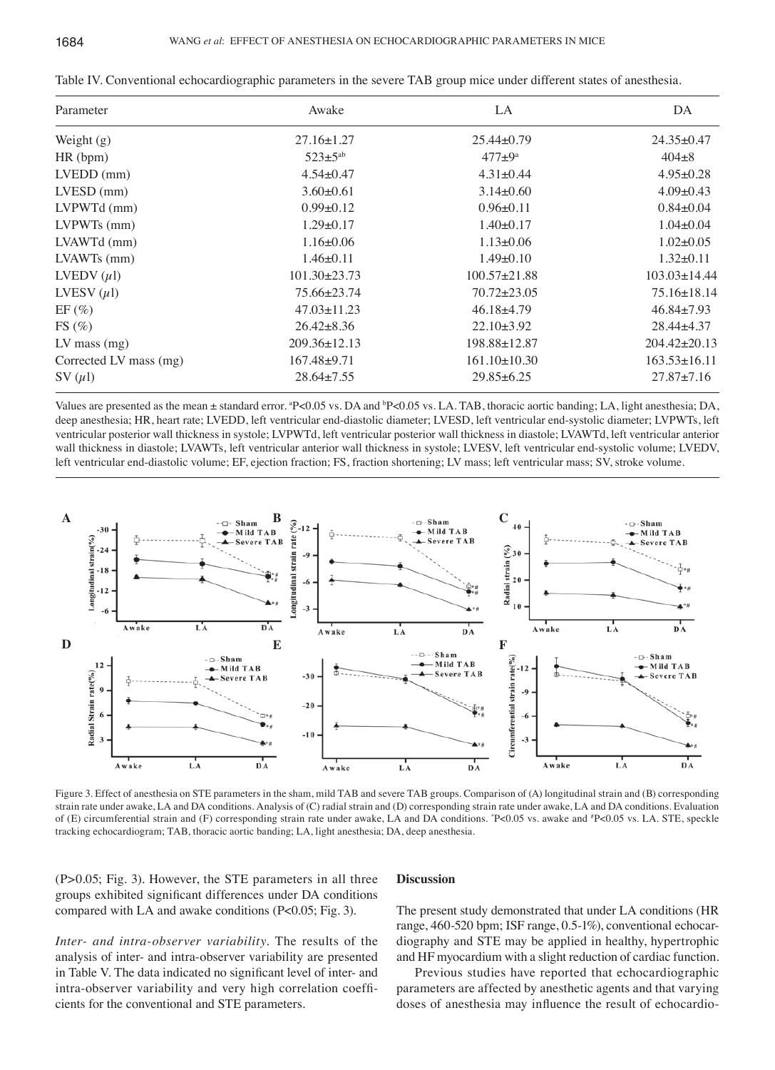Table IV. Conventional echocardiographic parameters in the severe TAB group mice under different states of anesthesia.

| Parameter | Awake | LA | DA |
|---|---|---|---|
| Weight (g) | 27.16±1.27 | 25.44±0.79 | 24.35±0.47 |
| HR (bpm) | 523±5[ab] | 477±9[a] | 404±8 |
| LVEDD (mm) | 4.54±0.47 | 4.31±0.44 | 4.95±0.28 |
| LVESD (mm) | 3.60±0.61 | 3.14±0.60 | 4.09±0.43 |
| LVPWTd (mm) | 0.99±0.12 | 0.96±0.11 | 0.84±0.04 |
| LVPWTs (mm) | 1.29±0.17 | 1.40±0.17 | 1.04±0.04 |
| LVAWTd (mm) | 1.16±0.06 | 1.13±0.06 | 1.02±0.05 |
| LVAWTs (mm) | 1.46±0.11 | 1.49±0.10 | 1.32±0.11 |
| LVEDV ($\mu$l) | 101.30±23.73 | 100.57±21.88 | 103.03±14.44 |
| LVESV ($\mu$l) | 75.66±23.74 | 70.72±23.05 | 75.16±18.14 |
| EF (%) | 47.03±11.23 | 46.18±4.79 | 46.84±7.93 |
| FS (%) | 26.42±8.36 | 22.10±3.92 | 28.44±4.37 |
| LV mass (mg) | 209.36±12.13 | 198.88±12.87 | 204.42±20.13 |
| Corrected LV mass (mg) | 167.48±9.71 | 161.10±10.30 | 163.53±16.11 |
| SV ($\mu$l) | 28.64±7.55 | 29.85±6.25 | 27.87±7.16 |

Values are presented as the mean ± standard error. [a]P<0.05 vs. DA and [b]P<0.05 vs. LA. TAB, thoracic aortic banding; LA, light anesthesia; DA, deep anesthesia; HR, heart rate; LVEDD, left ventricular end-diastolic diameter; LVESD, left ventricular end-systolic diameter; LVPWTs, left ventricular posterior wall thickness in systole; LVPWTd, left ventricular posterior wall thickness in diastole; LVAWTd, left ventricular anterior wall thickness in diastole; LVAWTs, left ventricular anterior wall thickness in systole; LVESV, left ventricular end-systolic volume; LVEDV, left ventricular end-diastolic volume; EF, ejection fraction; FS, fraction shortening; LV mass; left ventricular mass; SV, stroke volume.

Figure 3. Effect of anesthesia on STE parameters in the sham, mild TAB and severe TAB groups. Comparison of (A) longitudinal strain and (B) corresponding strain rate under awake, LA and DA conditions. Analysis of (C) radial strain and (D) corresponding strain rate under awake, LA and DA conditions. Evaluation of (E) circumferential strain and (F) corresponding strain rate under awake, LA and DA conditions. *P<0.05 vs. awake and #P<0.05 vs. LA. STE, speckle tracking echocardiogram; TAB, thoracic aortic banding; LA, light anesthesia; DA, deep anesthesia.

(P>0.05; Fig. 3). However, the STE parameters in all three groups exhibited significant differences under DA conditions compared with LA and awake conditions (P<0.05; Fig. 3).

*Inter- and intra-observer variability.* The results of the analysis of inter- and intra-observer variability are presented in Table V. The data indicated no significant level of inter- and intra-observer variability and very high correlation coefficients for the conventional and STE parameters.

## Discussion

The present study demonstrated that under LA conditions (HR range, 460-520 bpm; ISF range, 0.5-1%), conventional echocardiography and STE may be applied in healthy, hypertrophic and HF myocardium with a slight reduction of cardiac function.

Previous studies have reported that echocardiographic parameters are affected by anesthetic agents and that varying doses of anesthesia may influence the result of echocardio-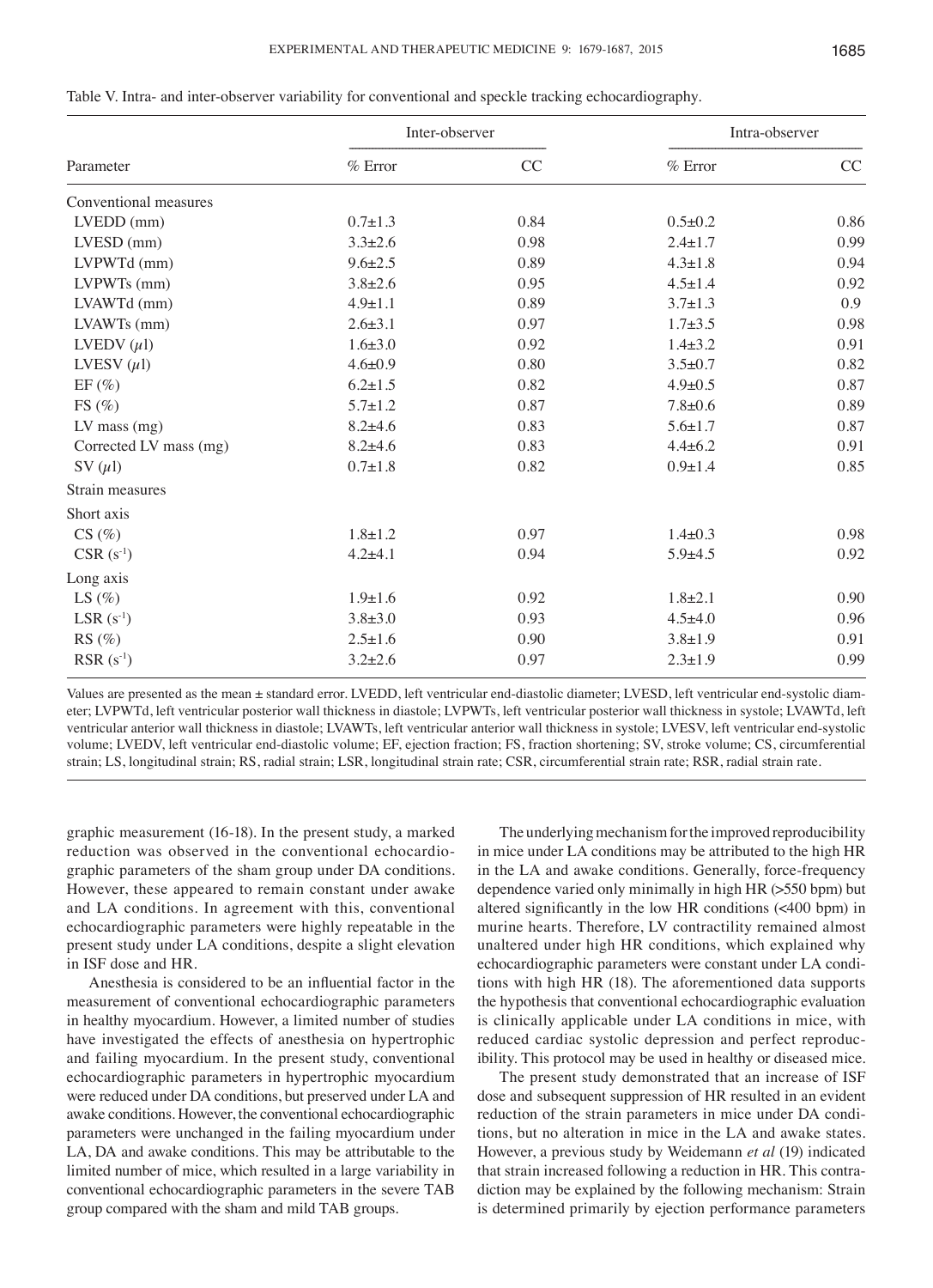Table V. Intra- and inter-observer variability for conventional and speckle tracking echocardiography.

| Parameter | Inter-observer | | Intra-observer | |
|---|---|---|---|---|
| | % Error | CC | % Error | CC |
| Conventional measures | | | | |
| LVEDD (mm) | 0.7±1.3 | 0.84 | 0.5±0.2 | 0.86 |
| LVESD (mm) | 3.3±2.6 | 0.98 | 2.4±1.7 | 0.99 |
| LVPWTd (mm) | 9.6±2.5 | 0.89 | 4.3±1.8 | 0.94 |
| LVPWTs (mm) | 3.8±2.6 | 0.95 | 4.5±1.4 | 0.92 |
| LVAWTd (mm) | 4.9±1.1 | 0.89 | 3.7±1.3 | 0.9 |
| LVAWTs (mm) | 2.6±3.1 | 0.97 | 1.7±3.5 | 0.98 |
| LVEDV ($\mu$l) | 1.6±3.0 | 0.92 | 1.4±3.2 | 0.91 |
| LVESV ($\mu$l) | 4.6±0.9 | 0.80 | 3.5±0.7 | 0.82 |
| EF (%) | 6.2±1.5 | 0.82 | 4.9±0.5 | 0.87 |
| FS (%) | 5.7±1.2 | 0.87 | 7.8±0.6 | 0.89 |
| LV mass (mg) | 8.2±4.6 | 0.83 | 5.6±1.7 | 0.87 |
| Corrected LV mass (mg) | 8.2±4.6 | 0.83 | 4.4±6.2 | 0.91 |
| SV ($\mu$l) | 0.7±1.8 | 0.82 | 0.9±1.4 | 0.85 |
| Strain measures | | | | |
| Short axis | | | | |
| CS (%) | 1.8±1.2 | 0.97 | 1.4±0.3 | 0.98 |
| CSR ($s^{-1}$) | 4.2±4.1 | 0.94 | 5.9±4.5 | 0.92 |
| Long axis | | | | |
| LS (%) | 1.9±1.6 | 0.92 | 1.8±2.1 | 0.90 |
| LSR ($s^{-1}$) | 3.8±3.0 | 0.93 | 4.5±4.0 | 0.96 |
| RS (%) | 2.5±1.6 | 0.90 | 3.8±1.9 | 0.91 |
| RSR ($s^{-1}$) | 3.2±2.6 | 0.97 | 2.3±1.9 | 0.99 |

Values are presented as the mean ± standard error. LVEDD, left ventricular end-diastolic diameter; LVESD, left ventricular end-systolic diameter; LVPWTd, left ventricular posterior wall thickness in diastole; LVPWTs, left ventricular posterior wall thickness in systole; LVAWTd, left ventricular anterior wall thickness in diastole; LVAWTs, left ventricular anterior wall thickness in systole; LVESV, left ventricular end-systolic volume; LVEDV, left ventricular end-diastolic volume; EF, ejection fraction; FS, fraction shortening; SV, stroke volume; CS, circumferential strain; LS, longitudinal strain; RS, radial strain; LSR, longitudinal strain rate; CSR, circumferential strain rate; RSR, radial strain rate.

graphic measurement (16-18). In the present study, a marked reduction was observed in the conventional echocardiographic parameters of the sham group under DA conditions. However, these appeared to remain constant under awake and LA conditions. In agreement with this, conventional echocardiographic parameters were highly repeatable in the present study under LA conditions, despite a slight elevation in ISF dose and HR.

Anesthesia is considered to be an influential factor in the measurement of conventional echocardiographic parameters in healthy myocardium. However, a limited number of studies have investigated the effects of anesthesia on hypertrophic and failing myocardium. In the present study, conventional echocardiographic parameters in hypertrophic myocardium were reduced under DA conditions, but preserved under LA and awake conditions. However, the conventional echocardiographic parameters were unchanged in the failing myocardium under LA, DA and awake conditions. This may be attributable to the limited number of mice, which resulted in a large variability in conventional echocardiographic parameters in the severe TAB group compared with the sham and mild TAB groups.

The underlying mechanism for the improved reproducibility in mice under LA conditions may be attributed to the high HR in the LA and awake conditions. Generally, force-frequency dependence varied only minimally in high HR (>550 bpm) but altered significantly in the low HR conditions (<400 bpm) in murine hearts. Therefore, LV contractility remained almost unaltered under high HR conditions, which explained why echocardiographic parameters were constant under LA conditions with high HR (18). The aforementioned data supports the hypothesis that conventional echocardiographic evaluation is clinically applicable under LA conditions in mice, with reduced cardiac systolic depression and perfect reproducibility. This protocol may be used in healthy or diseased mice.

The present study demonstrated that an increase of ISF dose and subsequent suppression of HR resulted in an evident reduction of the strain parameters in mice under DA conditions, but no alteration in mice in the LA and awake states. However, a previous study by Weidemann *et al* (19) indicated that strain increased following a reduction in HR. This contradiction may be explained by the following mechanism: Strain is determined primarily by ejection performance parameters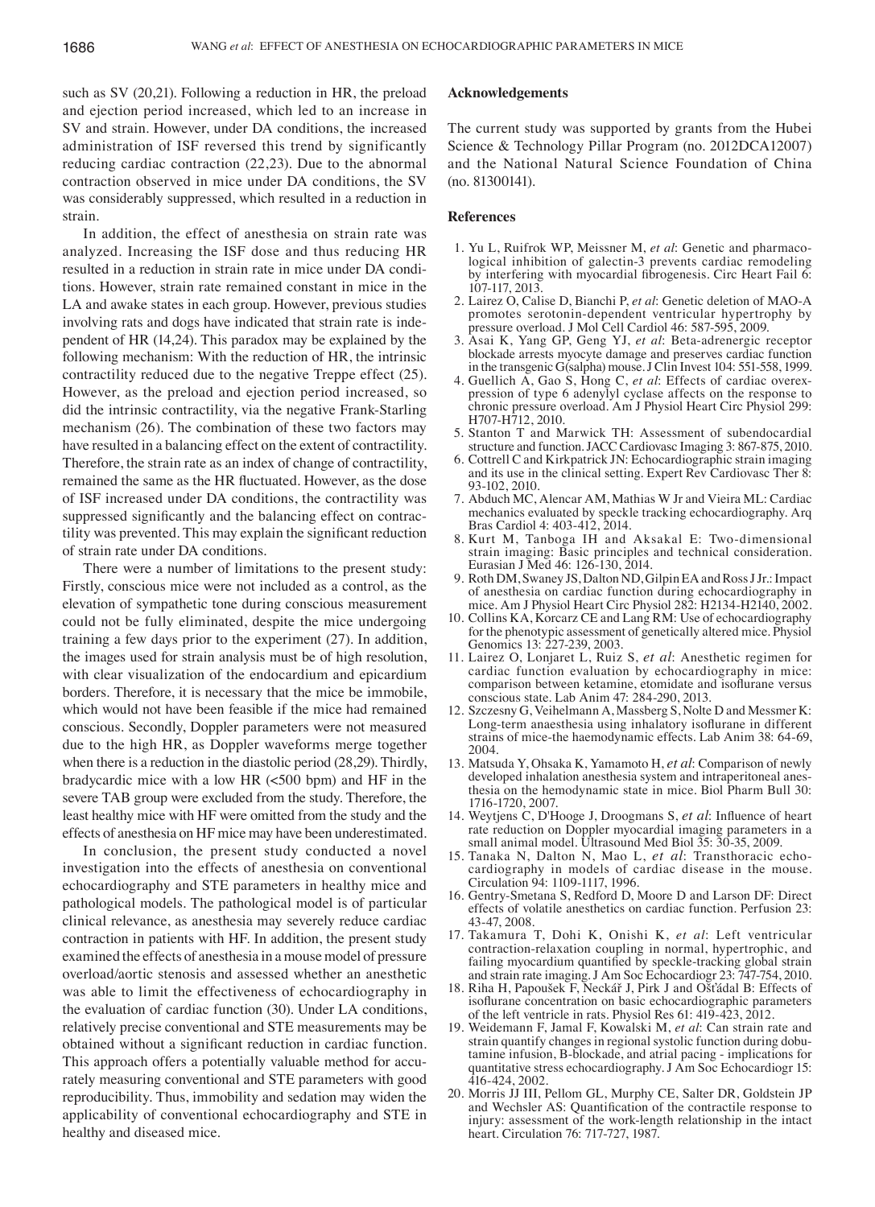such as SV (20,21). Following a reduction in HR, the preload and ejection period increased, which led to an increase in SV and strain. However, under DA conditions, the increased administration of ISF reversed this trend by significantly reducing cardiac contraction (22,23). Due to the abnormal contraction observed in mice under DA conditions, the SV was considerably suppressed, which resulted in a reduction in strain.

In addition, the effect of anesthesia on strain rate was analyzed. Increasing the ISF dose and thus reducing HR resulted in a reduction in strain rate in mice under DA conditions. However, strain rate remained constant in mice in the LA and awake states in each group. However, previous studies involving rats and dogs have indicated that strain rate is independent of HR (14,24). This paradox may be explained by the following mechanism: With the reduction of HR, the intrinsic contractility reduced due to the negative Treppe effect (25). However, as the preload and ejection period increased, so did the intrinsic contractility, via the negative Frank-Starling mechanism (26). The combination of these two factors may have resulted in a balancing effect on the extent of contractility. Therefore, the strain rate as an index of change of contractility, remained the same as the HR fluctuated. However, as the dose of ISF increased under DA conditions, the contractility was suppressed significantly and the balancing effect on contractility was prevented. This may explain the significant reduction of strain rate under DA conditions.

There were a number of limitations to the present study: Firstly, conscious mice were not included as a control, as the elevation of sympathetic tone during conscious measurement could not be fully eliminated, despite the mice undergoing training a few days prior to the experiment (27). In addition, the images used for strain analysis must be of high resolution, with clear visualization of the endocardium and epicardium borders. Therefore, it is necessary that the mice be immobile, which would not have been feasible if the mice had remained conscious. Secondly, Doppler parameters were not measured due to the high HR, as Doppler waveforms merge together when there is a reduction in the diastolic period (28,29). Thirdly, bradycardic mice with a low HR (<500 bpm) and HF in the severe TAB group were excluded from the study. Therefore, the least healthy mice with HF were omitted from the study and the effects of anesthesia on HF mice may have been underestimated.

In conclusion, the present study conducted a novel investigation into the effects of anesthesia on conventional echocardiography and STE parameters in healthy mice and pathological models. The pathological model is of particular clinical relevance, as anesthesia may severely reduce cardiac contraction in patients with HF. In addition, the present study examined the effects of anesthesia in a mouse model of pressure overload/aortic stenosis and assessed whether an anesthetic was able to limit the effectiveness of echocardiography in the evaluation of cardiac function (30). Under LA conditions, relatively precise conventional and STE measurements may be obtained without a significant reduction in cardiac function. This approach offers a potentially valuable method for accurately measuring conventional and STE parameters with good reproducibility. Thus, immobility and sedation may widen the applicability of conventional echocardiography and STE in healthy and diseased mice.

## Acknowledgements

The current study was supported by grants from the Hubei Science & Technology Pillar Program (no. 2012DCA12007) and the National Natural Science Foundation of China (no. 81300141).

## References

1. Yu L, Ruifrok WP, Meissner M, *et al*: Genetic and pharmacological inhibition of galectin-3 prevents cardiac remodeling by interfering with myocardial fibrogenesis. Circ Heart Fail 6: 107-117, 2013.
2. Lairez O, Calise D, Bianchi P, *et al*: Genetic deletion of MAO-A promotes serotonin-dependent ventricular hypertrophy by pressure overload. J Mol Cell Cardiol 46: 587-595, 2009.
3. Asai K, Yang GP, Geng YJ, *et al*: Beta-adrenergic receptor blockade arrests myocyte damage and preserves cardiac function in the transgenic G(salpha) mouse. J Clin Invest 104: 551-558, 1999.
4. Guellich A, Gao S, Hong C, *et al*: Effects of cardiac overexpression of type 6 adenylyl cyclase affects on the response to chronic pressure overload. Am J Physiol Heart Circ Physiol 299: H707-H712, 2010.
5. Stanton T and Marwick TH: Assessment of subendocardial structure and function. JACC Cardiovasc Imaging 3: 867-875, 2010.
6. Cottrell C and Kirkpatrick JN: Echocardiographic strain imaging and its use in the clinical setting. Expert Rev Cardiovasc Ther 8: 93-102, 2010.
7. Abduch MC, Alencar AM, Mathias W Jr and Vieira ML: Cardiac mechanics evaluated by speckle tracking echocardiography. Arq Bras Cardiol 4: 403-412, 2014.
8. Kurt M, Tanboga IH and Aksakal E: Two-dimensional strain imaging: Basic principles and technical consideration. Eurasian J Med 46: 126-130, 2014.
9. Roth DM, Swaney JS, Dalton ND, Gilpin EA and Ross J Jr.: Impact of anesthesia on cardiac function during echocardiography in mice. Am J Physiol Heart Circ Physiol 282: H2134-H2140, 2002.
10. Collins KA, Korcarz CE and Lang RM: Use of echocardiography for the phenotypic assessment of genetically altered mice. Physiol Genomics 13: 227-239, 2003.
11. Lairez O, Lonjaret L, Ruiz S, *et al*: Anesthetic regimen for cardiac function evaluation by echocardiography in mice: comparison between ketamine, etomidate and isoflurane versus conscious state. Lab Anim 47: 284-290, 2013.
12. Szczesny G, Veihelmann A, Massberg S, Nolte D and Messmer K: Long-term anaesthesia using inhalatory isoflurane in different strains of mice-the haemodynamic effects. Lab Anim 38: 64-69, 2004.
13. Matsuda Y, Ohsaka K, Yamamoto H, *et al*: Comparison of newly developed inhalation anesthesia system and intraperitoneal anesthesia on the hemodynamic state in mice. Biol Pharm Bull 30: 1716-1720, 2007.
14. Weytjens C, D'Hooge J, Droogmans S, *et al*: Influence of heart rate reduction on Doppler myocardial imaging parameters in a small animal model. Ultrasound Med Biol 35: 30-35, 2009.
15. Tanaka N, Dalton N, Mao L, *et al*: Transthoracic echocardiography in models of cardiac disease in the mouse. Circulation 94: 1109-1117, 1996.
16. Gentry-Smetana S, Redford D, Moore D and Larson DF: Direct effects of volatile anesthetics on cardiac function. Perfusion 23: 43-47, 2008.
17. Takamura T, Dohi K, Onishi K, *et al*: Left ventricular contraction-relaxation coupling in normal, hypertrophic, and failing myocardium quantified by speckle-tracking global strain and strain rate imaging. J Am Soc Echocardiogr 23: 747-754, 2010.
18. Riha H, Papoušek F, Neckář J, Pirk J and Ošťádal B: Effects of isoflurane concentration on basic echocardiographic parameters of the left ventricle in rats. Physiol Res 61: 419-423, 2012.
19. Weidemann F, Jamal F, Kowalski M, *et al*: Can strain rate and strain quantify changes in regional systolic function during dobutamine infusion, B-blockade, and atrial pacing - implications for quantitative stress echocardiography. J Am Soc Echocardiogr 15: 416-424, 2002.
20. Morris JJ III, Pellom GL, Murphy CE, Salter DR, Goldstein JP and Wechsler AS: Quantification of the contractile response to injury: assessment of the work-length relationship in the intact heart. Circulation 76: 717-727, 1987.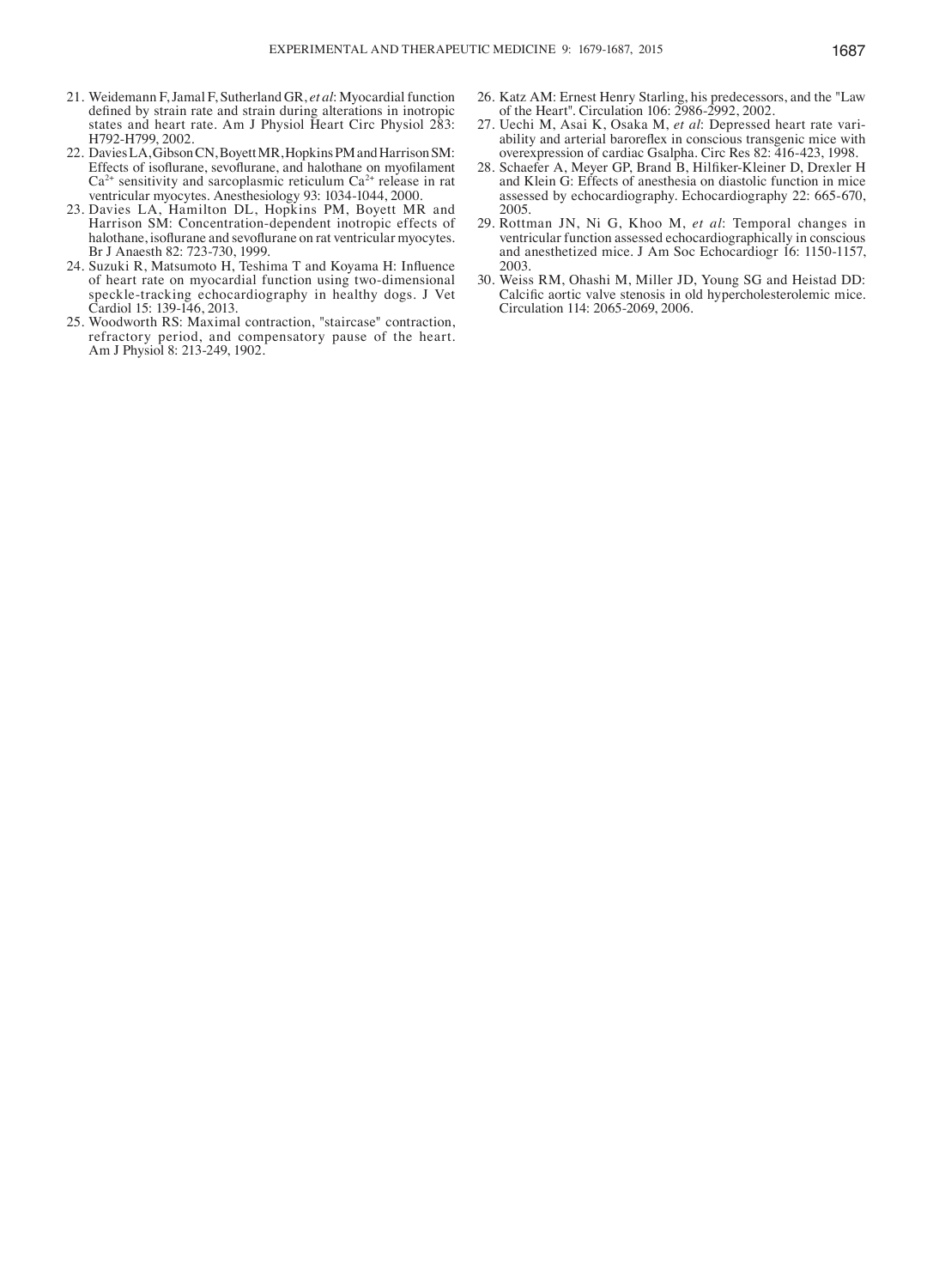21. Weidemann F, Jamal F, Sutherland GR, *et al*: Myocardial function defined by strain rate and strain during alterations in inotropic states and heart rate. Am J Physiol Heart Circ Physiol 283: H792-H799, 2002.
22. Davies LA, Gibson CN, Boyett MR, Hopkins PM and Harrison SM: Effects of isoflurane, sevoflurane, and halothane on myofilament $Ca^{2+}$ sensitivity and sarcoplasmic reticulum $Ca^{2+}$ release in rat ventricular myocytes. Anesthesiology 93: 1034-1044, 2000.
23. Davies LA, Hamilton DL, Hopkins PM, Boyett MR and Harrison SM: Concentration-dependent inotropic effects of halothane, isoflurane and sevoflurane on rat ventricular myocytes. Br J Anaesth 82: 723-730, 1999.
24. Suzuki R, Matsumoto H, Teshima T and Koyama H: Influence of heart rate on myocardial function using two-dimensional speckle-tracking echocardiography in healthy dogs. J Vet Cardiol 15: 139-146, 2013.
25. Woodworth RS: Maximal contraction, "staircase" contraction, refractory period, and compensatory pause of the heart. Am J Physiol 8: 213-249, 1902.
26. Katz AM: Ernest Henry Starling, his predecessors, and the "Law of the Heart". Circulation 106: 2986-2992, 2002.
27. Uechi M, Asai K, Osaka M, *et al*: Depressed heart rate variability and arterial baroreflex in conscious transgenic mice with overexpression of cardiac Gsalpha. Circ Res 82: 416-423, 1998.
28. Schaefer A, Meyer GP, Brand B, Hilfiker-Kleiner D, Drexler H and Klein G: Effects of anesthesia on diastolic function in mice assessed by echocardiography. Echocardiography 22: 665-670, 2005.
29. Rottman JN, Ni G, Khoo M, *et al*: Temporal changes in ventricular function assessed echocardiographically in conscious and anesthetized mice. J Am Soc Echocardiogr 16: 1150-1157, 2003.
30. Weiss RM, Ohashi M, Miller JD, Young SG and Heistad DD: Calcific aortic valve stenosis in old hypercholesterolemic mice. Circulation 114: 2065-2069, 2006.